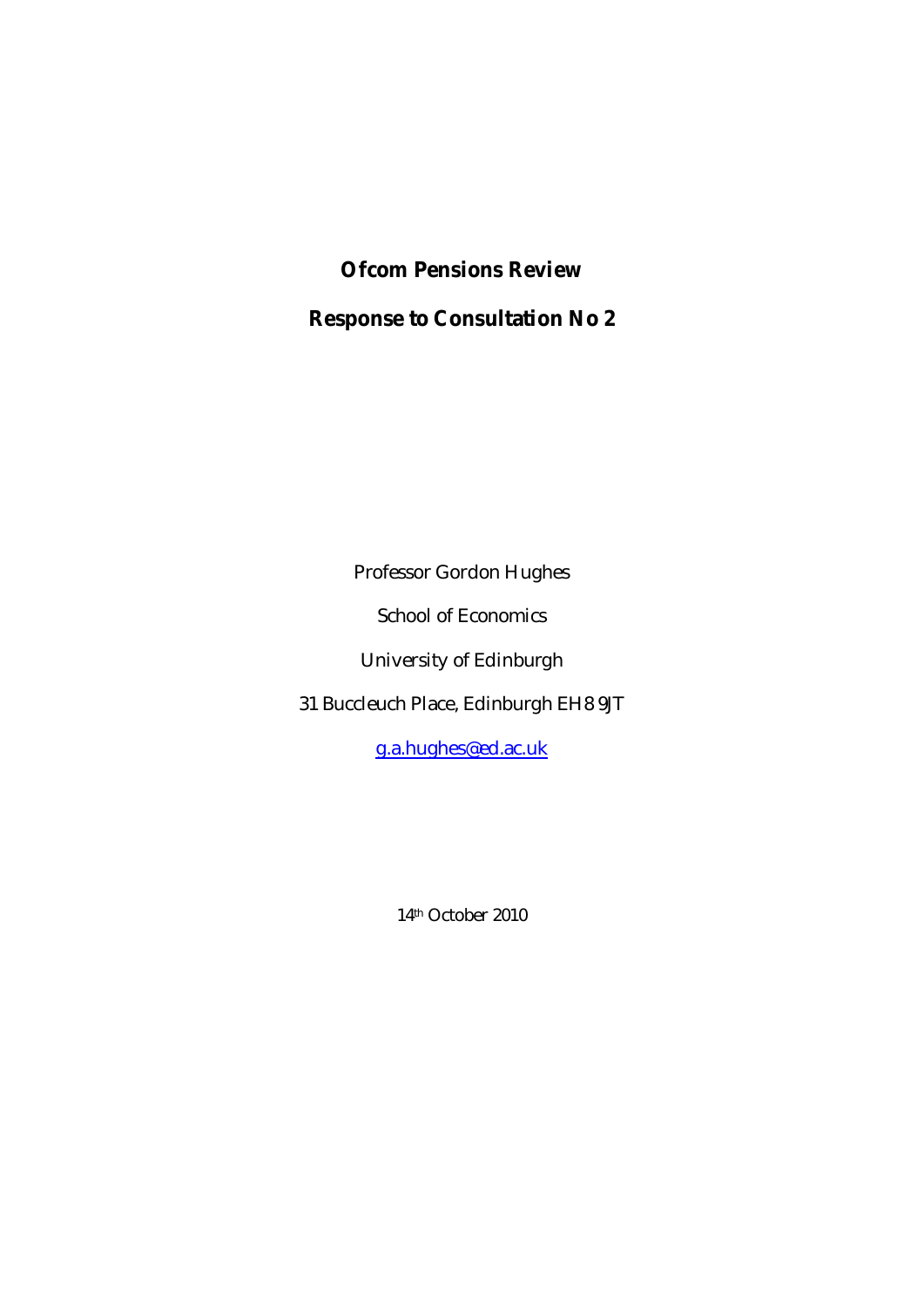# Ofcom Pensions Review

## Response to Consultation No 2

Professor Gordon Hughes

School of Economics

University of Edinburgh

31 Buccleuch Place, Edinburgh EH8 9JT

g.a.hughes@ed.ac.uk

14th October 2010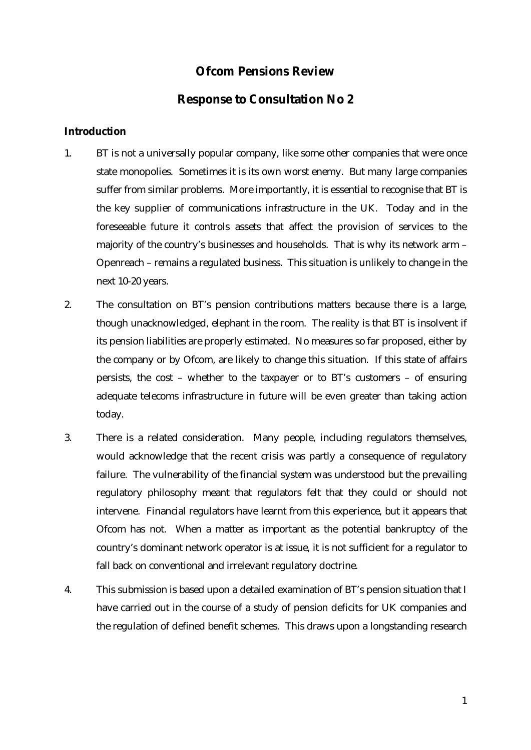# Ofcom Pensions Review

## Response to Consultation No 2

### Introduction

1. BT is not a universally popular company, like some other companies that were once state monopolies. Sometimes it is its own worst enemy. But many large companies suffer from similar problems. More importantly, it is essential to recognise that BT is the key supplier of communications infrastructure in the UK. Today and in the foreseeable future it controls assets that affect the provision of services to the majority of the country's businesses and households. That is why its network arm – Openreach – remains a regulated business. This situation is unlikely to change in the next 10-20 years.

2. The consultation on BT's pension contributions matters because there is a large, though unacknowledged, elephant in the room. The reality is that BT is insolvent if its pension liabilities are properly estimated. No measures so far proposed, either by the company or by Ofcom, are likely to change this situation. If this state of affairs persists, the cost – whether to the taxpayer or to BT's customers – of ensuring adequate telecoms infrastructure in future will be even greater than taking action today.

3. There is a related consideration. Many people, including regulators themselves, would acknowledge that the recent crisis was partly a consequence of regulatory failure. The vulnerability of the financial system was understood but the prevailing regulatory philosophy meant that regulators felt that they could or should not intervene. Financial regulators have learnt from this experience, but it appears that Ofcom has not. When a matter as important as the potential bankruptcy of the country's dominant network operator is at issue, it is not sufficient for a regulator to fall back on conventional and irrelevant regulatory doctrine.

4. This submission is based upon a detailed examination of BT's pension situation that I have carried out in the course of a study of pension deficits for UK companies and the regulation of defined benefit schemes. This draws upon a longstanding research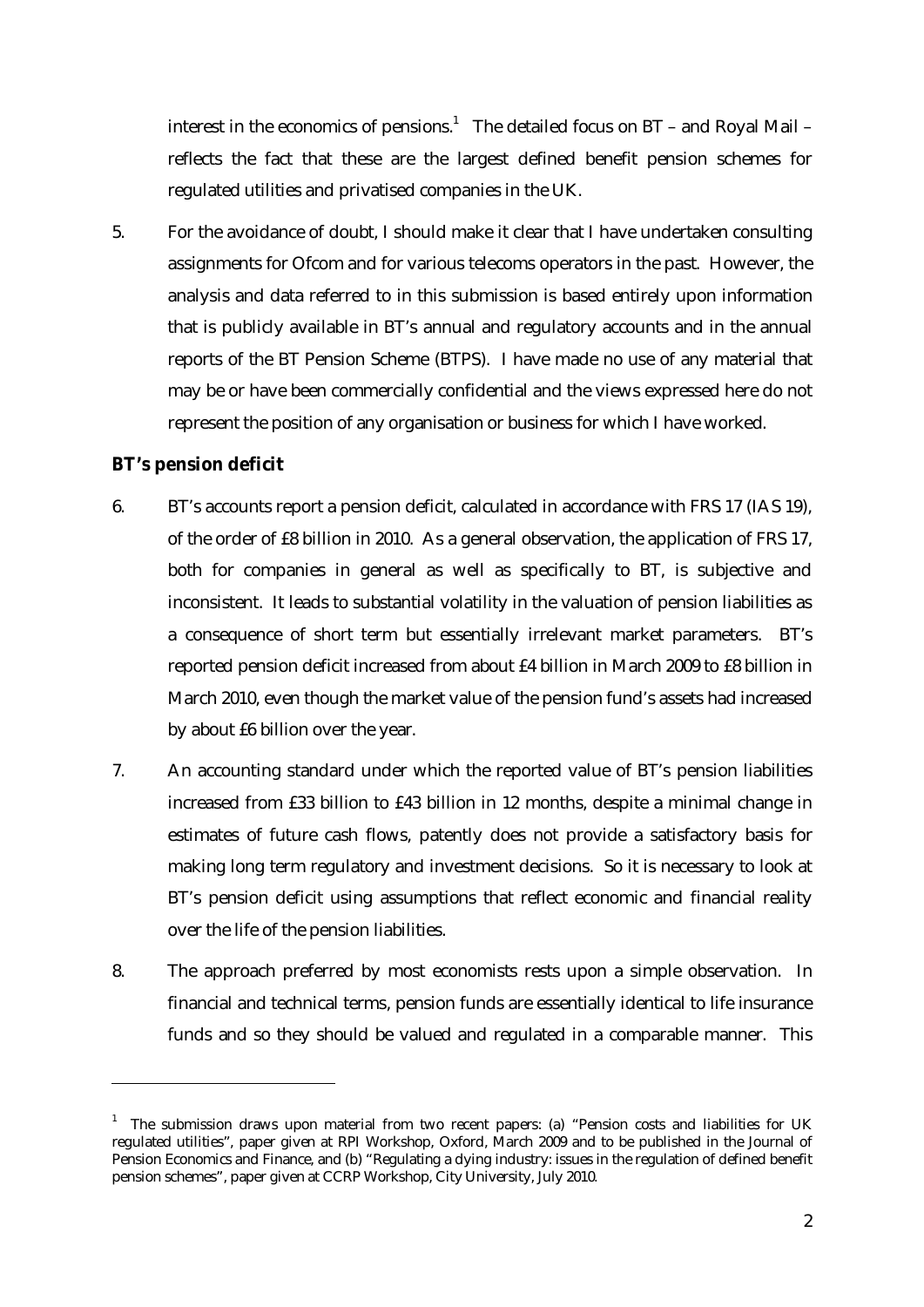interest in the economics of pensions.[1] The detailed focus on BT – and Royal Mail – reflects the fact that these are the largest defined benefit pension schemes for regulated utilities and privatised companies in the UK.

5. For the avoidance of doubt, I should make it clear that I have undertaken consulting assignments for Ofcom and for various telecoms operators in the past. However, the analysis and data referred to in this submission is based entirely upon information that is publicly available in BT's annual and regulatory accounts and in the annual reports of the BT Pension Scheme (BTPS). I have made no use of any material that may be or have been commercially confidential and the views expressed here do not represent the position of any organisation or business for which I have worked.

**BT's pension deficit**

6. BT's accounts report a pension deficit, calculated in accordance with FRS 17 (IAS 19), of the order of £8 billion in 2010. As a general observation, the application of FRS 17, both for companies in general as well as specifically to BT, is subjective and inconsistent. It leads to substantial volatility in the valuation of pension liabilities as a consequence of short term but essentially irrelevant market parameters. BT's reported pension deficit increased from about £4 billion in March 2009 to £8 billion in March 2010, even though the market value of the pension fund's assets had increased by about £6 billion over the year.

7. An accounting standard under which the reported value of BT's pension liabilities increased from £33 billion to £43 billion in 12 months, despite a minimal change in estimates of future cash flows, patently does not provide a satisfactory basis for making long term regulatory and investment decisions. So it is necessary to look at BT's pension deficit using assumptions that reflect economic and financial reality over the life of the pension liabilities.

8. The approach preferred by most economists rests upon a simple observation. In financial and technical terms, pension funds are essentially identical to life insurance funds and so they should be valued and regulated in a comparable manner. This

---

[1] The submission draws upon material from two recent papers: (a) "Pension costs and liabilities for UK regulated utilities", paper given at RPI Workshop, Oxford, March 2009 and to be published in the Journal of Pension Economics and Finance, and (b) "Regulating a dying industry: issues in the regulation of defined benefit pension schemes", paper given at CCRP Workshop, City University, July 2010.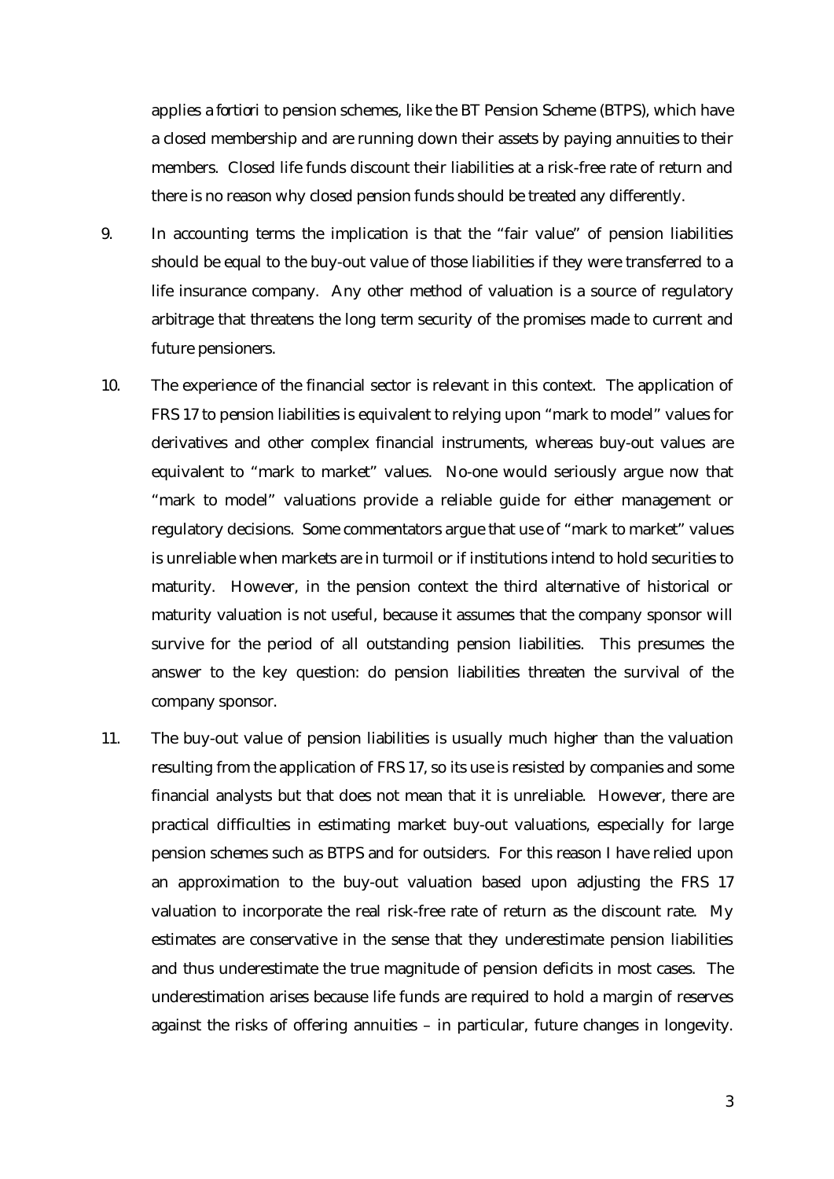applies *a fortiori* to pension schemes, like the BT Pension Scheme (BTPS), which have a closed membership and are running down their assets by paying annuities to their members. Closed life funds discount their liabilities at a risk-free rate of return and there is no reason why closed pension funds should be treated any differently.

9. In accounting terms the implication is that the "fair value" of pension liabilities should be equal to the buy-out value of those liabilities if they were transferred to a life insurance company. Any other method of valuation is a source of regulatory arbitrage that threatens the long term security of the promises made to current and future pensioners.

10. The experience of the financial sector is relevant in this context. The application of FRS 17 to pension liabilities is equivalent to relying upon "mark to model" values for derivatives and other complex financial instruments, whereas buy-out values are equivalent to "mark to market" values. No-one would seriously argue now that "mark to model" valuations provide a reliable guide for either management or regulatory decisions. Some commentators argue that use of "mark to market" values is unreliable when markets are in turmoil or if institutions intend to hold securities to maturity. However, in the pension context the third alternative of historical or maturity valuation is not useful, because it assumes that the company sponsor will survive for the period of all outstanding pension liabilities. This presumes the answer to the key question: do pension liabilities threaten the survival of the company sponsor.

11. The buy-out value of pension liabilities is usually much higher than the valuation resulting from the application of FRS 17, so its use is resisted by companies and some financial analysts but that does not mean that it is unreliable. However, there are practical difficulties in estimating market buy-out valuations, especially for large pension schemes such as BTPS and for outsiders. For this reason I have relied upon an approximation to the buy-out valuation based upon adjusting the FRS 17 valuation to incorporate the real risk-free rate of return as the discount rate. My estimates are conservative in the sense that they underestimate pension liabilities and thus underestimate the true magnitude of pension deficits in most cases. The underestimation arises because life funds are required to hold a margin of reserves against the risks of offering annuities – in particular, future changes in longevity.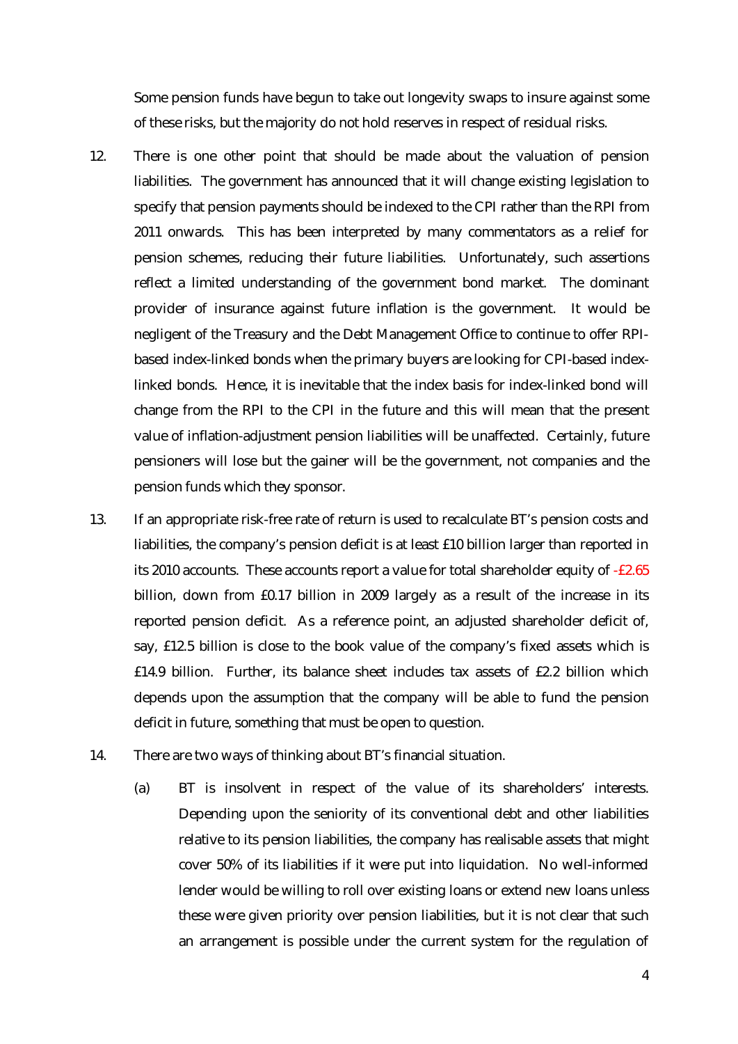Some pension funds have begun to take out longevity swaps to insure against some of these risks, but the majority do not hold reserves in respect of residual risks.

12. There is one other point that should be made about the valuation of pension liabilities. The government has announced that it will change existing legislation to specify that pension payments should be indexed to the CPI rather than the RPI from 2011 onwards. This has been interpreted by many commentators as a relief for pension schemes, reducing their future liabilities. Unfortunately, such assertions reflect a limited understanding of the government bond market. The dominant provider of insurance against future inflation is the government. It would be negligent of the Treasury and the Debt Management Office to continue to offer RPI-based index-linked bonds when the primary buyers are looking for CPI-based index-linked bonds. Hence, it is inevitable that the index basis for index-linked bond will change from the RPI to the CPI in the future and this will mean that the present value of inflation-adjustment pension liabilities will be unaffected. Certainly, future pensioners will lose but the gainer will be the government, not companies and the pension funds which they sponsor.

13. If an appropriate risk-free rate of return is used to recalculate BT's pension costs and liabilities, the company's pension deficit is at least £10 billion larger than reported in its 2010 accounts. These accounts report a value for total shareholder equity of -£2.65 billion, down from £0.17 billion in 2009 largely as a result of the increase in its reported pension deficit. As a reference point, an adjusted shareholder deficit of, say, £12.5 billion is close to the book value of the company's fixed assets which is £14.9 billion. Further, its balance sheet includes tax assets of £2.2 billion which depends upon the assumption that the company will be able to fund the pension deficit in future, something that must be open to question.

14. There are two ways of thinking about BT's financial situation.

    (a) BT is insolvent in respect of the value of its shareholders' interests. Depending upon the seniority of its conventional debt and other liabilities relative to its pension liabilities, the company has realisable assets that might cover 50% of its liabilities if it were put into liquidation. No well-informed lender would be willing to roll over existing loans or extend new loans unless these were given priority over pension liabilities, but it is not clear that such an arrangement is possible under the current system for the regulation of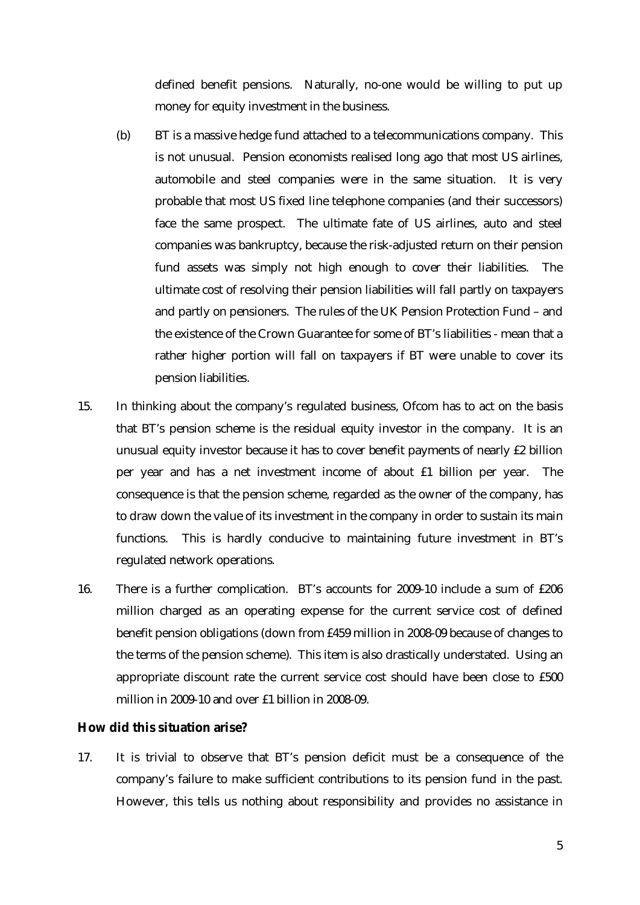defined benefit pensions. Naturally, no-one would be willing to put up money for equity investment in the business.

(b) BT is a massive hedge fund attached to a telecommunications company. This is not unusual. Pension economists realised long ago that most US airlines, automobile and steel companies were in the same situation. It is very probable that most US fixed line telephone companies (and their successors) face the same prospect. The ultimate fate of US airlines, auto and steel companies was bankruptcy, because the risk-adjusted return on their pension fund assets was simply not high enough to cover their liabilities. The ultimate cost of resolving their pension liabilities will fall partly on taxpayers and partly on pensioners. The rules of the UK Pension Protection Fund – and the existence of the Crown Guarantee for some of BT's liabilities - mean that a rather higher portion will fall on taxpayers if BT were unable to cover its pension liabilities.

15. In thinking about the company's regulated business, Ofcom has to act on the basis that BT's pension scheme is the residual equity investor in the company. It is an unusual equity investor because it has to cover benefit payments of nearly £2 billion per year and has a net investment income of about £1 billion per year. The consequence is that the pension scheme, regarded as the owner of the company, has to draw down the value of its investment in the company in order to sustain its main functions. This is hardly conducive to maintaining future investment in BT's regulated network operations.

16. There is a further complication. BT's accounts for 2009-10 include a sum of £206 million charged as an operating expense for the current service cost of defined benefit pension obligations (down from £459 million in 2008-09 because of changes to the terms of the pension scheme). This item is also drastically understated. Using an appropriate discount rate the current service cost should have been close to £500 million in 2009-10 and over £1 billion in 2008-09.

**How did this situation arise?**

17. It is trivial to observe that BT's pension deficit must be a consequence of the company's failure to make sufficient contributions to its pension fund in the past. However, this tells us nothing about responsibility and provides no assistance in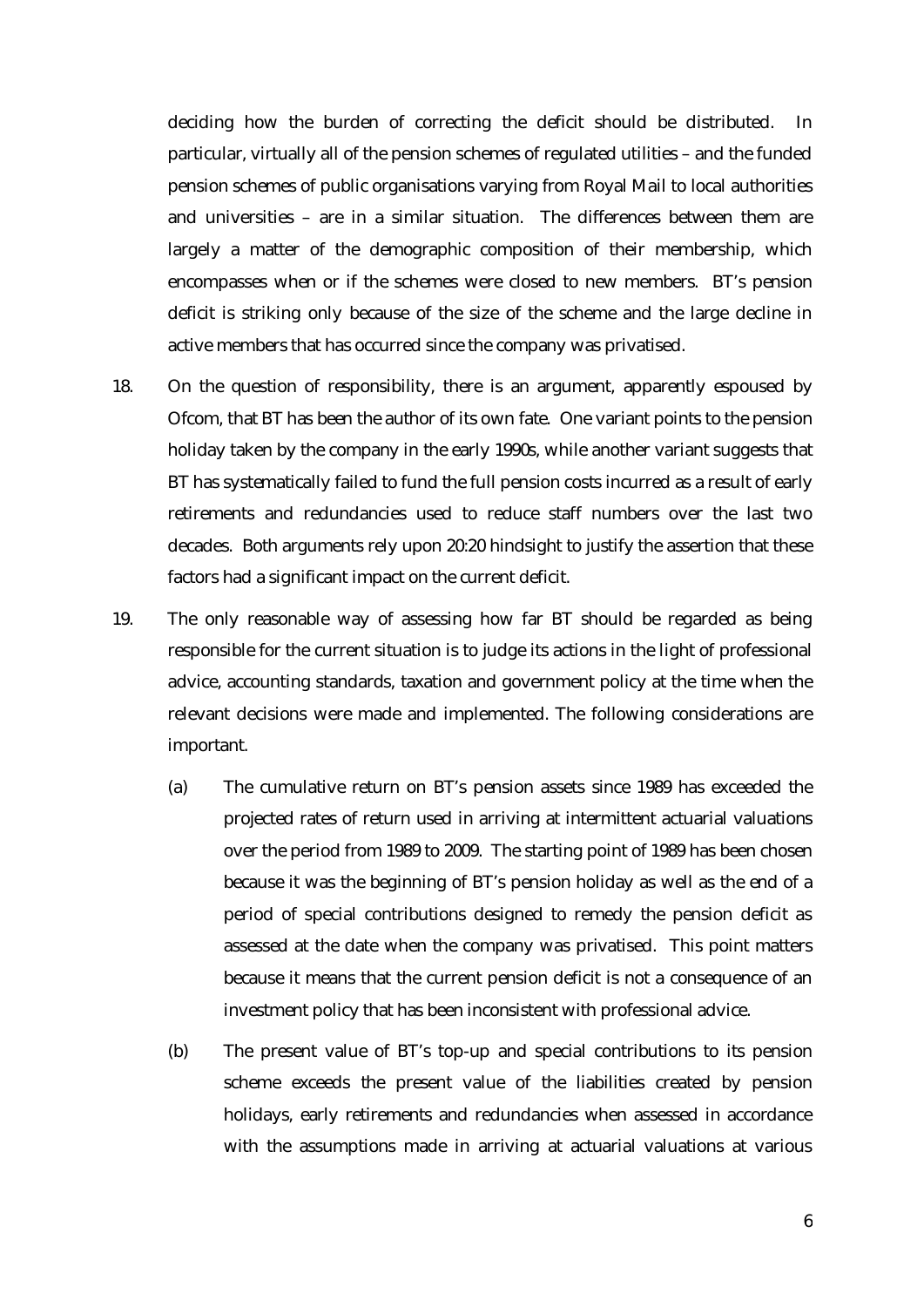deciding how the burden of correcting the deficit should be distributed. In particular, virtually all of the pension schemes of regulated utilities – and the funded pension schemes of public organisations varying from Royal Mail to local authorities and universities – are in a similar situation. The differences between them are largely a matter of the demographic composition of their membership, which encompasses when or if the schemes were closed to new members. BT's pension deficit is striking only because of the size of the scheme and the large decline in active members that has occurred since the company was privatised.

18. On the question of responsibility, there is an argument, apparently espoused by Ofcom, that BT has been the author of its own fate. One variant points to the pension holiday taken by the company in the early 1990s, while another variant suggests that BT has systematically failed to fund the full pension costs incurred as a result of early retirements and redundancies used to reduce staff numbers over the last two decades. Both arguments rely upon 20:20 hindsight to justify the assertion that these factors had a significant impact on the current deficit.

19. The only reasonable way of assessing how far BT should be regarded as being responsible for the current situation is to judge its actions in the light of professional advice, accounting standards, taxation and government policy at the time when the relevant decisions were made and implemented. The following considerations are important.

    (a) The cumulative return on BT's pension assets since 1989 has exceeded the projected rates of return used in arriving at intermittent actuarial valuations over the period from 1989 to 2009. The starting point of 1989 has been chosen because it was the beginning of BT's pension holiday as well as the end of a period of special contributions designed to remedy the pension deficit as assessed at the date when the company was privatised. This point matters because it means that the current pension deficit is not a consequence of an investment policy that has been inconsistent with professional advice.

    (b) The present value of BT's top-up and special contributions to its pension scheme exceeds the present value of the liabilities created by pension holidays, early retirements and redundancies when assessed in accordance with the assumptions made in arriving at actuarial valuations at various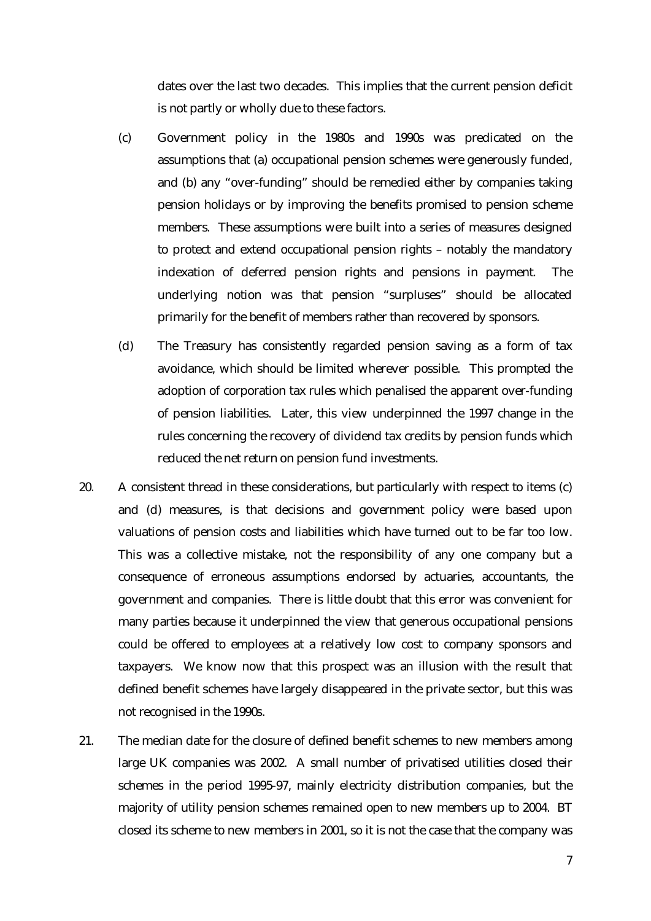dates over the last two decades. This implies that the current pension deficit is not partly or wholly due to these factors.

(c) Government policy in the 1980s and 1990s was predicated on the assumptions that (a) occupational pension schemes were generously funded, and (b) any "over-funding" should be remedied either by companies taking pension holidays or by improving the benefits promised to pension scheme members. These assumptions were built into a series of measures designed to protect and extend occupational pension rights – notably the mandatory indexation of deferred pension rights and pensions in payment. The underlying notion was that pension "surpluses" should be allocated primarily for the benefit of members rather than recovered by sponsors.

(d) The Treasury has consistently regarded pension saving as a form of tax avoidance, which should be limited wherever possible. This prompted the adoption of corporation tax rules which penalised the apparent over-funding of pension liabilities. Later, this view underpinned the 1997 change in the rules concerning the recovery of dividend tax credits by pension funds which reduced the net return on pension fund investments.

20. A consistent thread in these considerations, but particularly with respect to items (c) and (d) measures, is that decisions and government policy were based upon valuations of pension costs and liabilities which have turned out to be far too low. This was a collective mistake, not the responsibility of any one company but a consequence of erroneous assumptions endorsed by actuaries, accountants, the government and companies. There is little doubt that this error was convenient for many parties because it underpinned the view that generous occupational pensions could be offered to employees at a relatively low cost to company sponsors and taxpayers. We know now that this prospect was an illusion with the result that defined benefit schemes have largely disappeared in the private sector, but this was not recognised in the 1990s.

21. The median date for the closure of defined benefit schemes to new members among large UK companies was 2002. A small number of privatised utilities closed their schemes in the period 1995-97, mainly electricity distribution companies, but the majority of utility pension schemes remained open to new members up to 2004. BT closed its scheme to new members in 2001, so it is not the case that the company was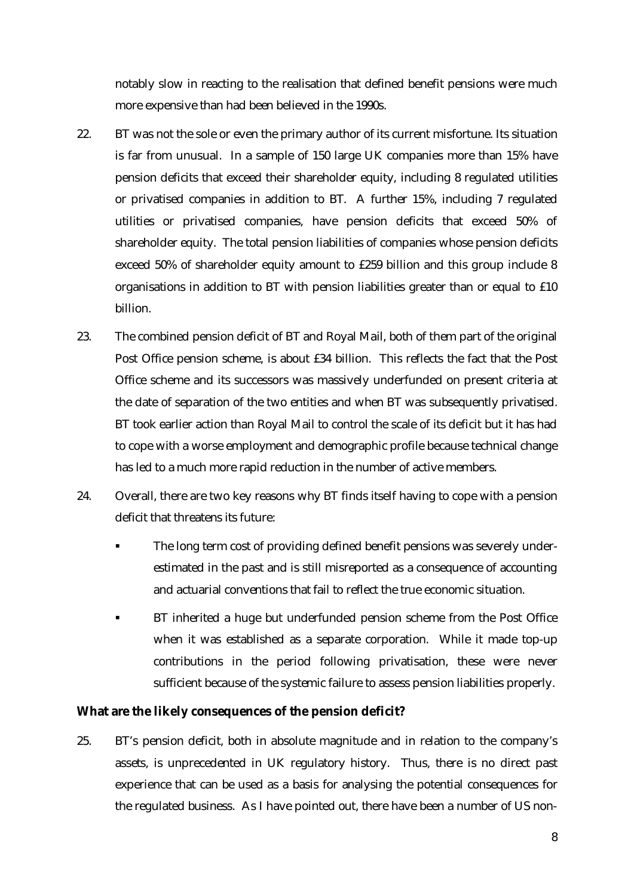notably slow in reacting to the realisation that defined benefit pensions were much more expensive than had been believed in the 1990s.

22. BT was not the sole or even the primary author of its current misfortune. Its situation is far from unusual. In a sample of 150 large UK companies more than 15% have pension deficits that exceed their shareholder equity, including 8 regulated utilities or privatised companies in addition to BT. A further 15%, including 7 regulated utilities or privatised companies, have pension deficits that exceed 50% of shareholder equity. The total pension liabilities of companies whose pension deficits exceed 50% of shareholder equity amount to £259 billion and this group include 8 organisations in addition to BT with pension liabilities greater than or equal to £10 billion.

23. The combined pension deficit of BT and Royal Mail, both of them part of the original Post Office pension scheme, is about £34 billion. This reflects the fact that the Post Office scheme and its successors was massively underfunded on present criteria at the date of separation of the two entities and when BT was subsequently privatised. BT took earlier action than Royal Mail to control the scale of its deficit but it has had to cope with a worse employment and demographic profile because technical change has led to a much more rapid reduction in the number of active members.

24. Overall, there are two key reasons why BT finds itself having to cope with a pension deficit that threatens its future:

   - The long term cost of providing defined benefit pensions was severely under-estimated in the past and is still misreported as a consequence of accounting and actuarial conventions that fail to reflect the true economic situation.
   - BT inherited a huge but underfunded pension scheme from the Post Office when it was established as a separate corporation. While it made top-up contributions in the period following privatisation, these were never sufficient because of the systemic failure to assess pension liabilities properly.

**What are the likely consequences of the pension deficit?**

25. BT's pension deficit, both in absolute magnitude and in relation to the company's assets, is unprecedented in UK regulatory history. Thus, there is no direct past experience that can be used as a basis for analysing the potential consequences for the regulated business. As I have pointed out, there have been a number of US non-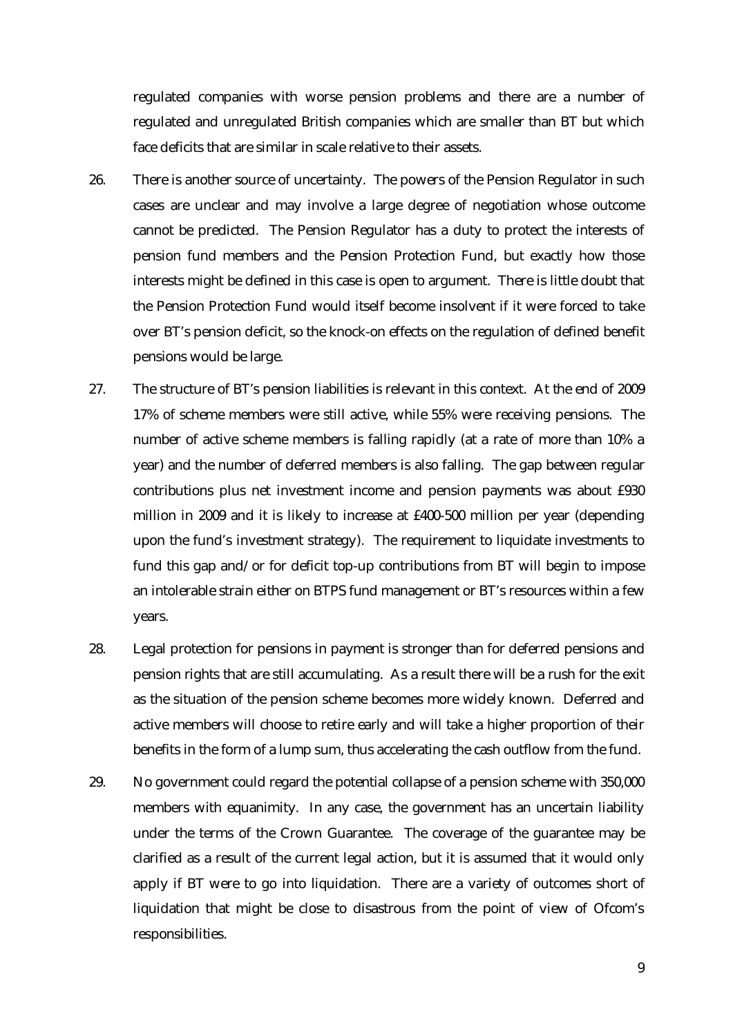regulated companies with worse pension problems and there are a number of regulated and unregulated British companies which are smaller than BT but which face deficits that are similar in scale relative to their assets.

26. There is another source of uncertainty. The powers of the Pension Regulator in such cases are unclear and may involve a large degree of negotiation whose outcome cannot be predicted. The Pension Regulator has a duty to protect the interests of pension fund members and the Pension Protection Fund, but exactly how those interests might be defined in this case is open to argument. There is little doubt that the Pension Protection Fund would itself become insolvent if it were forced to take over BT's pension deficit, so the knock-on effects on the regulation of defined benefit pensions would be large.

27. The structure of BT's pension liabilities is relevant in this context. At the end of 2009 17% of scheme members were still active, while 55% were receiving pensions. The number of active scheme members is falling rapidly (at a rate of more than 10% a year) and the number of deferred members is also falling. The gap between regular contributions plus net investment income and pension payments was about £930 million in 2009 and it is likely to increase at £400-500 million per year (depending upon the fund's investment strategy). The requirement to liquidate investments to fund this gap and/or for deficit top-up contributions from BT will begin to impose an intolerable strain either on BTPS fund management or BT's resources within a few years.

28. Legal protection for pensions in payment is stronger than for deferred pensions and pension rights that are still accumulating. As a result there will be a rush for the exit as the situation of the pension scheme becomes more widely known. Deferred and active members will choose to retire early and will take a higher proportion of their benefits in the form of a lump sum, thus accelerating the cash outflow from the fund.

29. No government could regard the potential collapse of a pension scheme with 350,000 members with equanimity. In any case, the government has an uncertain liability under the terms of the Crown Guarantee. The coverage of the guarantee may be clarified as a result of the current legal action, but it is assumed that it would only apply if BT were to go into liquidation. There are a variety of outcomes short of liquidation that might be close to disastrous from the point of view of Ofcom's responsibilities.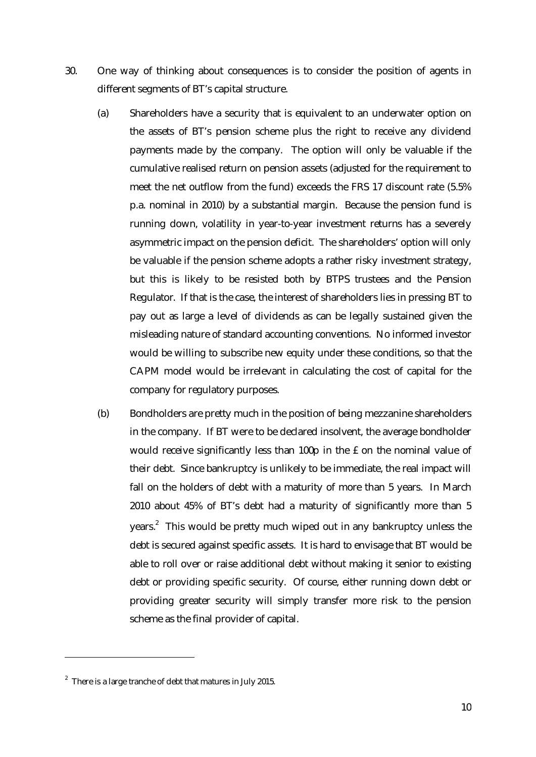30. One way of thinking about consequences is to consider the position of agents in different segments of BT's capital structure.

    (a) Shareholders have a security that is equivalent to an underwater option on the assets of BT's pension scheme plus the right to receive any dividend payments made by the company. The option will only be valuable if the cumulative realised return on pension assets (adjusted for the requirement to meet the net outflow from the fund) exceeds the FRS 17 discount rate (5.5% p.a. nominal in 2010) by a substantial margin. Because the pension fund is running down, volatility in year-to-year investment returns has a severely asymmetric impact on the pension deficit. The shareholders' option will only be valuable if the pension scheme adopts a rather risky investment strategy, but this is likely to be resisted both by BTPS trustees and the Pension Regulator. If that is the case, the interest of shareholders lies in pressing BT to pay out as large a level of dividends as can be legally sustained given the misleading nature of standard accounting conventions. No informed investor would be willing to subscribe new equity under these conditions, so that the CAPM model would be irrelevant in calculating the cost of capital for the company for regulatory purposes.

    (b) Bondholders are pretty much in the position of being mezzanine shareholders in the company. If BT were to be declared insolvent, the average bondholder would receive significantly less than 100p in the £ on the nominal value of their debt. Since bankruptcy is unlikely to be immediate, the real impact will fall on the holders of debt with a maturity of more than 5 years. In March 2010 about 45% of BT's debt had a maturity of significantly more than 5 years.[2] This would be pretty much wiped out in any bankruptcy unless the debt is secured against specific assets. It is hard to envisage that BT would be able to roll over or raise additional debt without making it senior to existing debt or providing specific security. Of course, either running down debt or providing greater security will simply transfer more risk to the pension scheme as the final provider of capital.

---

[2] There is a large tranche of debt that matures in July 2015.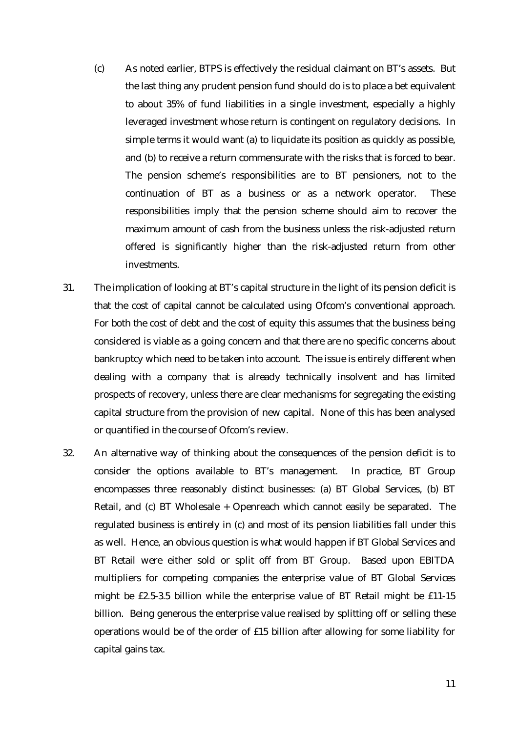(c) As noted earlier, BTPS is effectively the residual claimant on BT's assets. But the last thing any prudent pension fund should do is to place a bet equivalent to about 35% of fund liabilities in a single investment, especially a highly leveraged investment whose return is contingent on regulatory decisions. In simple terms it would want (a) to liquidate its position as quickly as possible, and (b) to receive a return commensurate with the risks that is forced to bear. The pension scheme's responsibilities are to BT pensioners, not to the continuation of BT as a business or as a network operator. These responsibilities imply that the pension scheme should aim to recover the maximum amount of cash from the business unless the risk-adjusted return offered is significantly higher than the risk-adjusted return from other investments.

31. The implication of looking at BT's capital structure in the light of its pension deficit is that the cost of capital cannot be calculated using Ofcom's conventional approach. For both the cost of debt and the cost of equity this assumes that the business being considered is viable as a going concern and that there are no specific concerns about bankruptcy which need to be taken into account. The issue is entirely different when dealing with a company that is already technically insolvent and has limited prospects of recovery, unless there are clear mechanisms for segregating the existing capital structure from the provision of new capital. None of this has been analysed or quantified in the course of Ofcom's review.

32. An alternative way of thinking about the consequences of the pension deficit is to consider the options available to BT's management. In practice, BT Group encompasses three reasonably distinct businesses: (a) BT Global Services, (b) BT Retail, and (c) BT Wholesale + Openreach which cannot easily be separated. The regulated business is entirely in (c) and most of its pension liabilities fall under this as well. Hence, an obvious question is what would happen if BT Global Services and BT Retail were either sold or split off from BT Group. Based upon EBITDA multipliers for competing companies the enterprise value of BT Global Services might be £2.5-3.5 billion while the enterprise value of BT Retail might be £11-15 billion. Being generous the enterprise value realised by splitting off or selling these operations would be of the order of £15 billion after allowing for some liability for capital gains tax.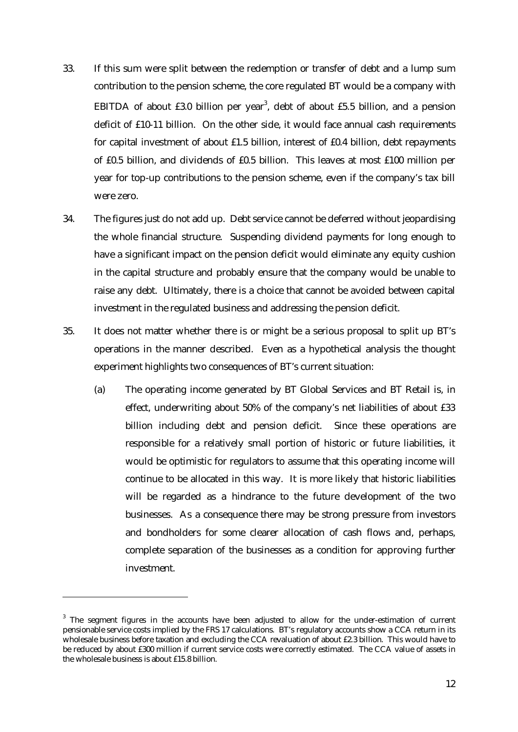33. If this sum were split between the redemption or transfer of debt and a lump sum contribution to the pension scheme, the core regulated BT would be a company with EBITDA of about £3.0 billion per year[3], debt of about £5.5 billion, and a pension deficit of £10-11 billion. On the other side, it would face annual cash requirements for capital investment of about £1.5 billion, interest of £0.4 billion, debt repayments of £0.5 billion, and dividends of £0.5 billion. This leaves at most £100 million per year for top-up contributions to the pension scheme, even if the company's tax bill were zero.

34. The figures just do not add up. Debt service cannot be deferred without jeopardising the whole financial structure. Suspending dividend payments for long enough to have a significant impact on the pension deficit would eliminate any equity cushion in the capital structure and probably ensure that the company would be unable to raise any debt. Ultimately, there is a choice that cannot be avoided between capital investment in the regulated business and addressing the pension deficit.

35. It does not matter whether there is or might be a serious proposal to split up BT's operations in the manner described. Even as a hypothetical analysis the thought experiment highlights two consequences of BT's current situation:

    (a) The operating income generated by BT Global Services and BT Retail is, in effect, underwriting about 50% of the company's net liabilities of about £33 billion including debt and pension deficit. Since these operations are responsible for a relatively small portion of historic or future liabilities, it would be optimistic for regulators to assume that this operating income will continue to be allocated in this way. It is more likely that historic liabilities will be regarded as a hindrance to the future development of the two businesses. As a consequence there may be strong pressure from investors and bondholders for some clearer allocation of cash flows and, perhaps, complete separation of the businesses as a condition for approving further investment.

---

[3] The segment figures in the accounts have been adjusted to allow for the under-estimation of current pensionable service costs implied by the FRS 17 calculations. BT's regulatory accounts show a CCA return in its wholesale business before taxation and excluding the CCA revaluation of about £2.3 billion. This would have to be reduced by about £300 million if current service costs were correctly estimated. The CCA value of assets in the wholesale business is about £15.8 billion.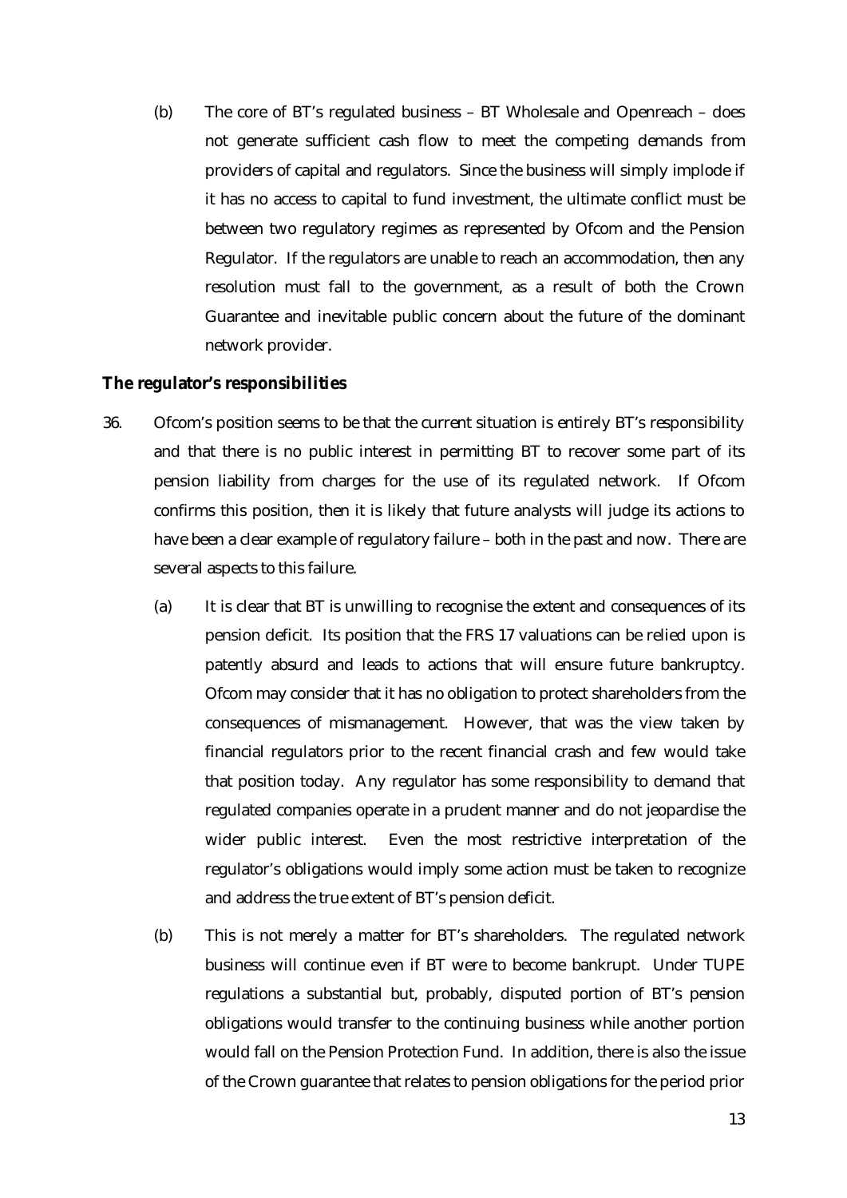(b) The core of BT's regulated business – BT Wholesale and Openreach – does not generate sufficient cash flow to meet the competing demands from providers of capital and regulators. Since the business will simply implode if it has no access to capital to fund investment, the ultimate conflict must be between two regulatory regimes as represented by Ofcom and the Pension Regulator. If the regulators are unable to reach an accommodation, then any resolution must fall to the government, as a result of both the Crown Guarantee and inevitable public concern about the future of the dominant network provider.

**The regulator's responsibilities**

36. Ofcom's position seems to be that the current situation is entirely BT's responsibility and that there is no public interest in permitting BT to recover some part of its pension liability from charges for the use of its regulated network. If Ofcom confirms this position, then it is likely that future analysts will judge its actions to have been a clear example of regulatory failure – both in the past and now. There are several aspects to this failure.

    (a) It is clear that BT is unwilling to recognise the extent and consequences of its pension deficit. Its position that the FRS 17 valuations can be relied upon is patently absurd and leads to actions that will ensure future bankruptcy. Ofcom may consider that it has no obligation to protect shareholders from the consequences of mismanagement. However, that was the view taken by financial regulators prior to the recent financial crash and few would take that position today. Any regulator has some responsibility to demand that regulated companies operate in a prudent manner and do not jeopardise the wider public interest. Even the most restrictive interpretation of the regulator's obligations would imply some action must be taken to recognize and address the true extent of BT's pension deficit.

    (b) This is not merely a matter for BT's shareholders. The regulated network business will continue even if BT were to become bankrupt. Under TUPE regulations a substantial but, probably, disputed portion of BT's pension obligations would transfer to the continuing business while another portion would fall on the Pension Protection Fund. In addition, there is also the issue of the Crown guarantee that relates to pension obligations for the period prior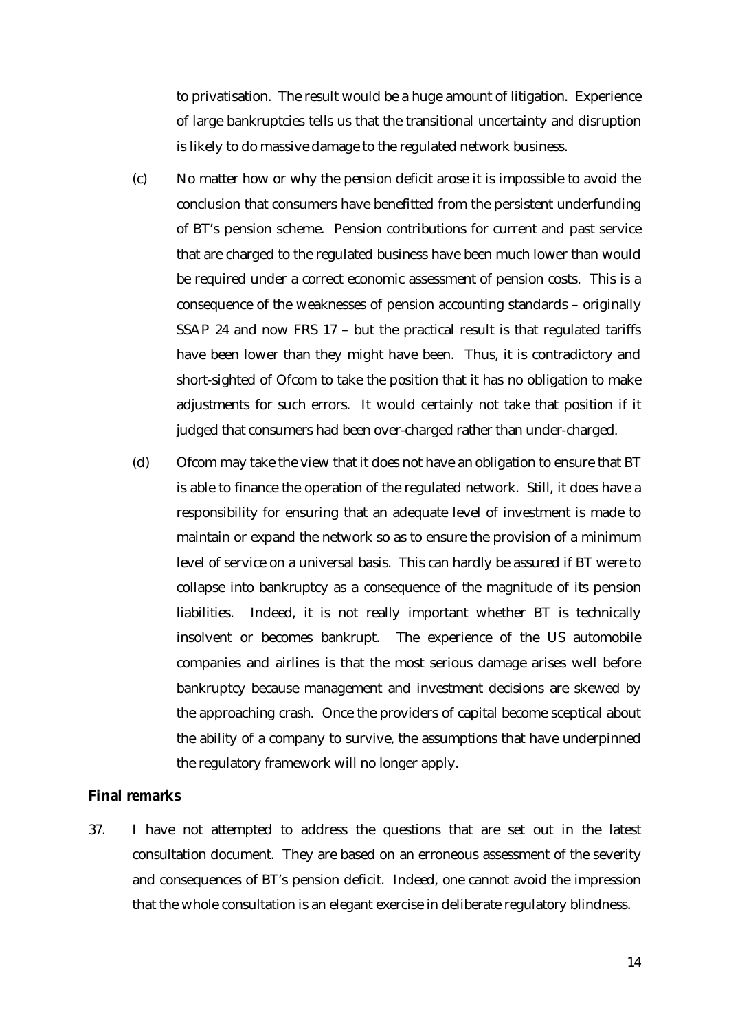to privatisation. The result would be a huge amount of litigation. Experience of large bankruptcies tells us that the transitional uncertainty and disruption is likely to do massive damage to the regulated network business.

(c) No matter how or why the pension deficit arose it is impossible to avoid the conclusion that consumers have benefitted from the persistent underfunding of BT's pension scheme. Pension contributions for current and past service that are charged to the regulated business have been much lower than would be required under a correct economic assessment of pension costs. This is a consequence of the weaknesses of pension accounting standards – originally SSAP 24 and now FRS 17 – but the practical result is that regulated tariffs have been lower than they might have been. Thus, it is contradictory and short-sighted of Ofcom to take the position that it has no obligation to make adjustments for such errors. It would certainly not take that position if it judged that consumers had been over-charged rather than under-charged.

(d) Ofcom may take the view that it does not have an obligation to ensure that BT is able to finance the operation of the regulated network. Still, it does have a responsibility for ensuring that an adequate level of investment is made to maintain or expand the network so as to ensure the provision of a minimum level of service on a universal basis. This can hardly be assured if BT were to collapse into bankruptcy as a consequence of the magnitude of its pension liabilities. Indeed, it is not really important whether BT is technically insolvent or becomes bankrupt. The experience of the US automobile companies and airlines is that the most serious damage arises well before bankruptcy because management and investment decisions are skewed by the approaching crash. Once the providers of capital become sceptical about the ability of a company to survive, the assumptions that have underpinned the regulatory framework will no longer apply.

**Final remarks**

37. I have not attempted to address the questions that are set out in the latest consultation document. They are based on an erroneous assessment of the severity and consequences of BT's pension deficit. Indeed, one cannot avoid the impression that the whole consultation is an elegant exercise in deliberate regulatory blindness.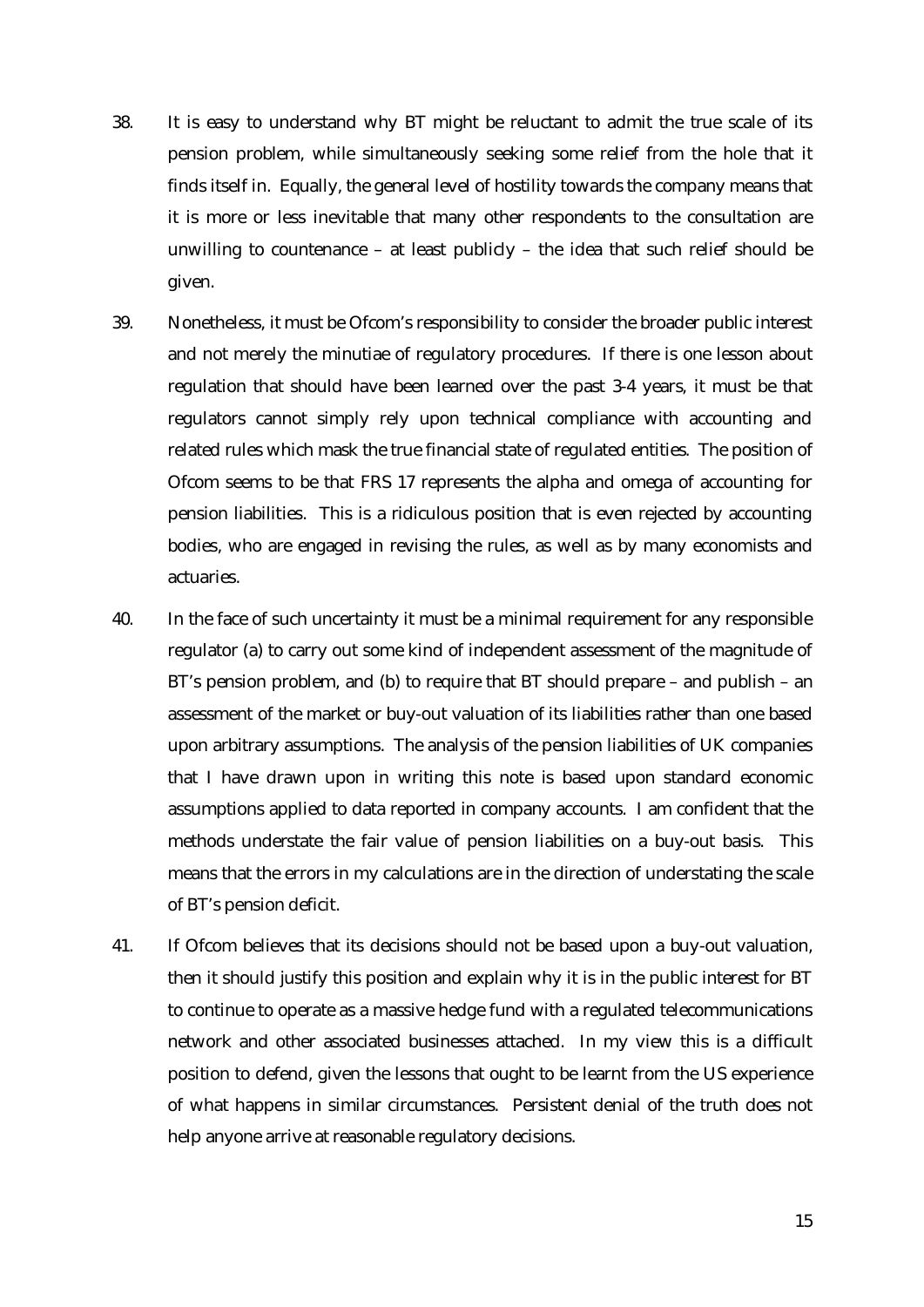38. It is easy to understand why BT might be reluctant to admit the true scale of its pension problem, while simultaneously seeking some relief from the hole that it finds itself in. Equally, the general level of hostility towards the company means that it is more or less inevitable that many other respondents to the consultation are unwilling to countenance – at least publicly – the idea that such relief should be given.

39. Nonetheless, it must be Ofcom's responsibility to consider the broader public interest and not merely the minutiae of regulatory procedures. If there is one lesson about regulation that should have been learned over the past 3-4 years, it must be that regulators cannot simply rely upon technical compliance with accounting and related rules which mask the true financial state of regulated entities. The position of Ofcom seems to be that FRS 17 represents the alpha and omega of accounting for pension liabilities. This is a ridiculous position that is even rejected by accounting bodies, who are engaged in revising the rules, as well as by many economists and actuaries.

40. In the face of such uncertainty it must be a minimal requirement for any responsible regulator (a) to carry out some kind of independent assessment of the magnitude of BT's pension problem, and (b) to require that BT should prepare – and publish – an assessment of the market or buy-out valuation of its liabilities rather than one based upon arbitrary assumptions. The analysis of the pension liabilities of UK companies that I have drawn upon in writing this note is based upon standard economic assumptions applied to data reported in company accounts. I am confident that the methods understate the fair value of pension liabilities on a buy-out basis. This means that the errors in my calculations are in the direction of understating the scale of BT's pension deficit.

41. If Ofcom believes that its decisions should not be based upon a buy-out valuation, then it should justify this position and explain why it is in the public interest for BT to continue to operate as a massive hedge fund with a regulated telecommunications network and other associated businesses attached. In my view this is a difficult position to defend, given the lessons that ought to be learnt from the US experience of what happens in similar circumstances. Persistent denial of the truth does not help anyone arrive at reasonable regulatory decisions.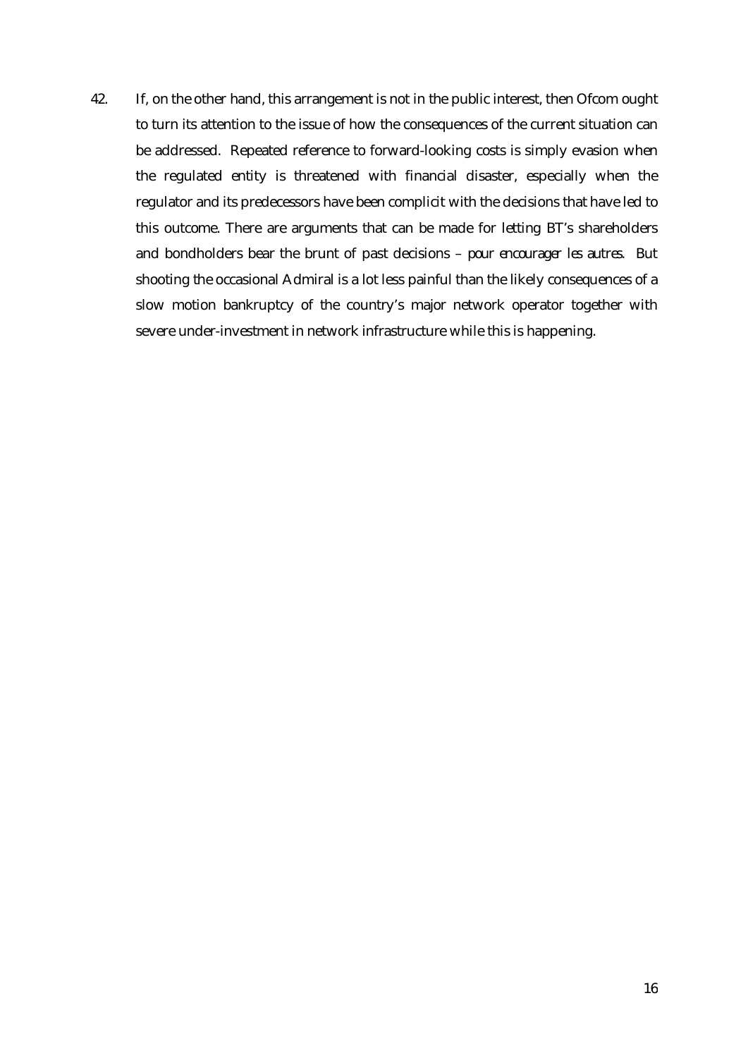42. If, on the other hand, this arrangement is not in the public interest, then Ofcom ought to turn its attention to the issue of how the consequences of the current situation can be addressed. Repeated reference to forward-looking costs is simply evasion when the regulated entity is threatened with financial disaster, especially when the regulator and its predecessors have been complicit with the decisions that have led to this outcome. There are arguments that can be made for letting BT's shareholders and bondholders bear the brunt of past decisions – *pour encourager les autres*. But shooting the occasional Admiral is a lot less painful than the likely consequences of a slow motion bankruptcy of the country's major network operator together with severe under-investment in network infrastructure while this is happening.